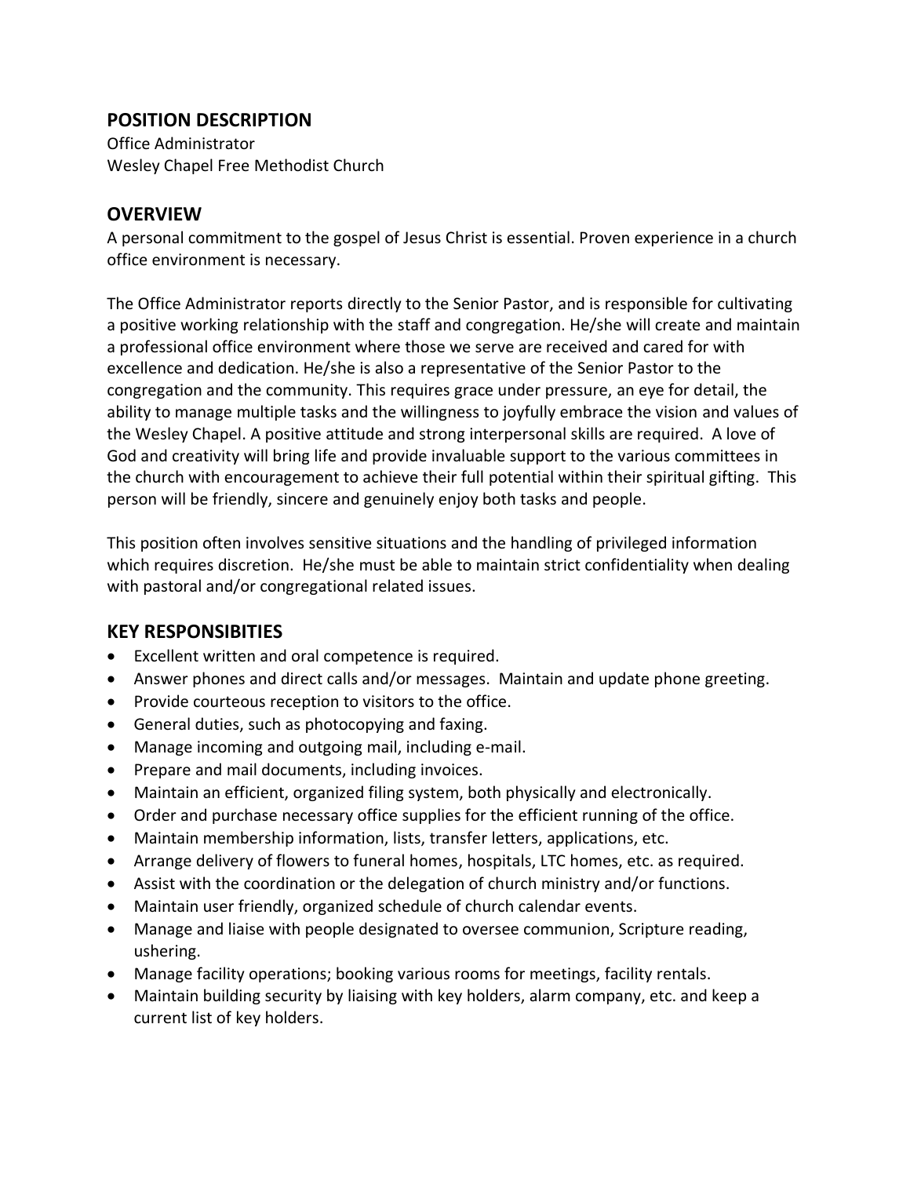## POSITION DESCRIPTION

Office Administrator
Wesley Chapel Free Methodist Church

## OVERVIEW

A personal commitment to the gospel of Jesus Christ is essential. Proven experience in a church office environment is necessary.

The Office Administrator reports directly to the Senior Pastor, and is responsible for cultivating a positive working relationship with the staff and congregation. He/she will create and maintain a professional office environment where those we serve are received and cared for with excellence and dedication. He/she is also a representative of the Senior Pastor to the congregation and the community. This requires grace under pressure, an eye for detail, the ability to manage multiple tasks and the willingness to joyfully embrace the vision and values of the Wesley Chapel. A positive attitude and strong interpersonal skills are required. A love of God and creativity will bring life and provide invaluable support to the various committees in the church with encouragement to achieve their full potential within their spiritual gifting. This person will be friendly, sincere and genuinely enjoy both tasks and people.

This position often involves sensitive situations and the handling of privileged information which requires discretion. He/she must be able to maintain strict confidentiality when dealing with pastoral and/or congregational related issues.

## KEY RESPONSIBITIES

- Excellent written and oral competence is required.
- Answer phones and direct calls and/or messages. Maintain and update phone greeting.
- Provide courteous reception to visitors to the office.
- General duties, such as photocopying and faxing.
- Manage incoming and outgoing mail, including e-mail.
- Prepare and mail documents, including invoices.
- Maintain an efficient, organized filing system, both physically and electronically.
- Order and purchase necessary office supplies for the efficient running of the office.
- Maintain membership information, lists, transfer letters, applications, etc.
- Arrange delivery of flowers to funeral homes, hospitals, LTC homes, etc. as required.
- Assist with the coordination or the delegation of church ministry and/or functions.
- Maintain user friendly, organized schedule of church calendar events.
- Manage and liaise with people designated to oversee communion, Scripture reading, ushering.
- Manage facility operations; booking various rooms for meetings, facility rentals.
- Maintain building security by liaising with key holders, alarm company, etc. and keep a current list of key holders.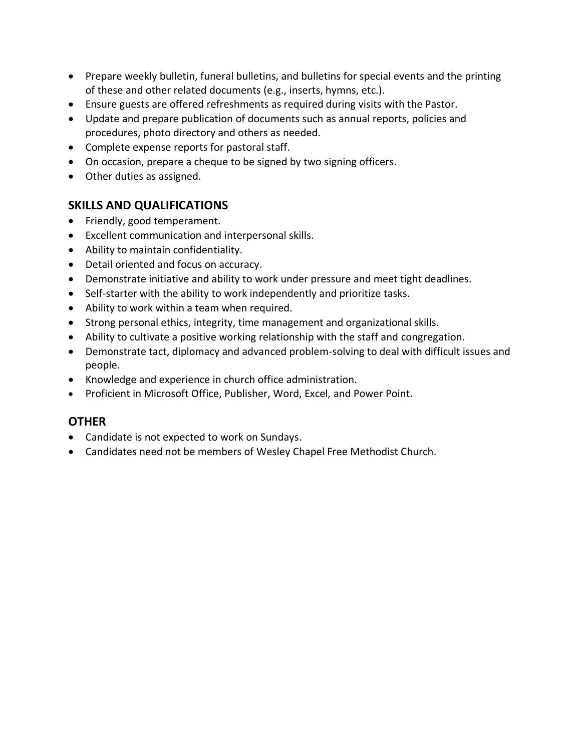- Prepare weekly bulletin, funeral bulletins, and bulletins for special events and the printing of these and other related documents (e.g., inserts, hymns, etc.).
- Ensure guests are offered refreshments as required during visits with the Pastor.
- Update and prepare publication of documents such as annual reports, policies and procedures, photo directory and others as needed.
- Complete expense reports for pastoral staff.
- On occasion, prepare a cheque to be signed by two signing officers.
- Other duties as assigned.

## SKILLS AND QUALIFICATIONS

- Friendly, good temperament.
- Excellent communication and interpersonal skills.
- Ability to maintain confidentiality.
- Detail oriented and focus on accuracy.
- Demonstrate initiative and ability to work under pressure and meet tight deadlines.
- Self-starter with the ability to work independently and prioritize tasks.
- Ability to work within a team when required.
- Strong personal ethics, integrity, time management and organizational skills.
- Ability to cultivate a positive working relationship with the staff and congregation.
- Demonstrate tact, diplomacy and advanced problem-solving to deal with difficult issues and people.
- Knowledge and experience in church office administration.
- Proficient in Microsoft Office, Publisher, Word, Excel, and Power Point.

## OTHER

- Candidate is not expected to work on Sundays.
- Candidates need not be members of Wesley Chapel Free Methodist Church.